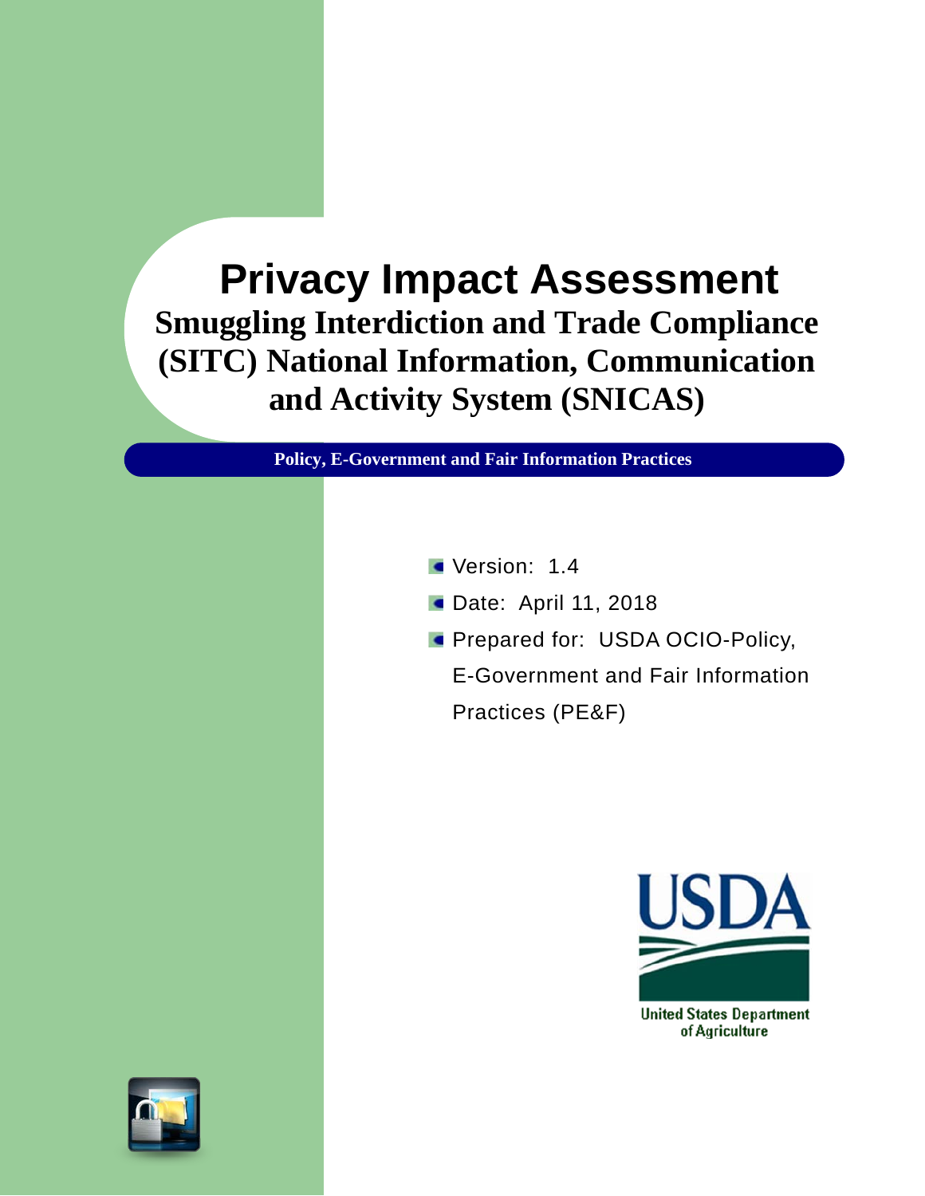# Privacy Impact Assessment

## Smuggling Interdiction and Trade Compliance (SITC) National Information, Communication and Activity System (SNICAS)

**Policy, E-Government and Fair Information Practices**

- Version: 1.4
- Date: April 11, 2018
- Prepared for: USDA OCIO-Policy, E-Government and Fair Information Practices (PE&F)

USDA

United States Department of Agriculture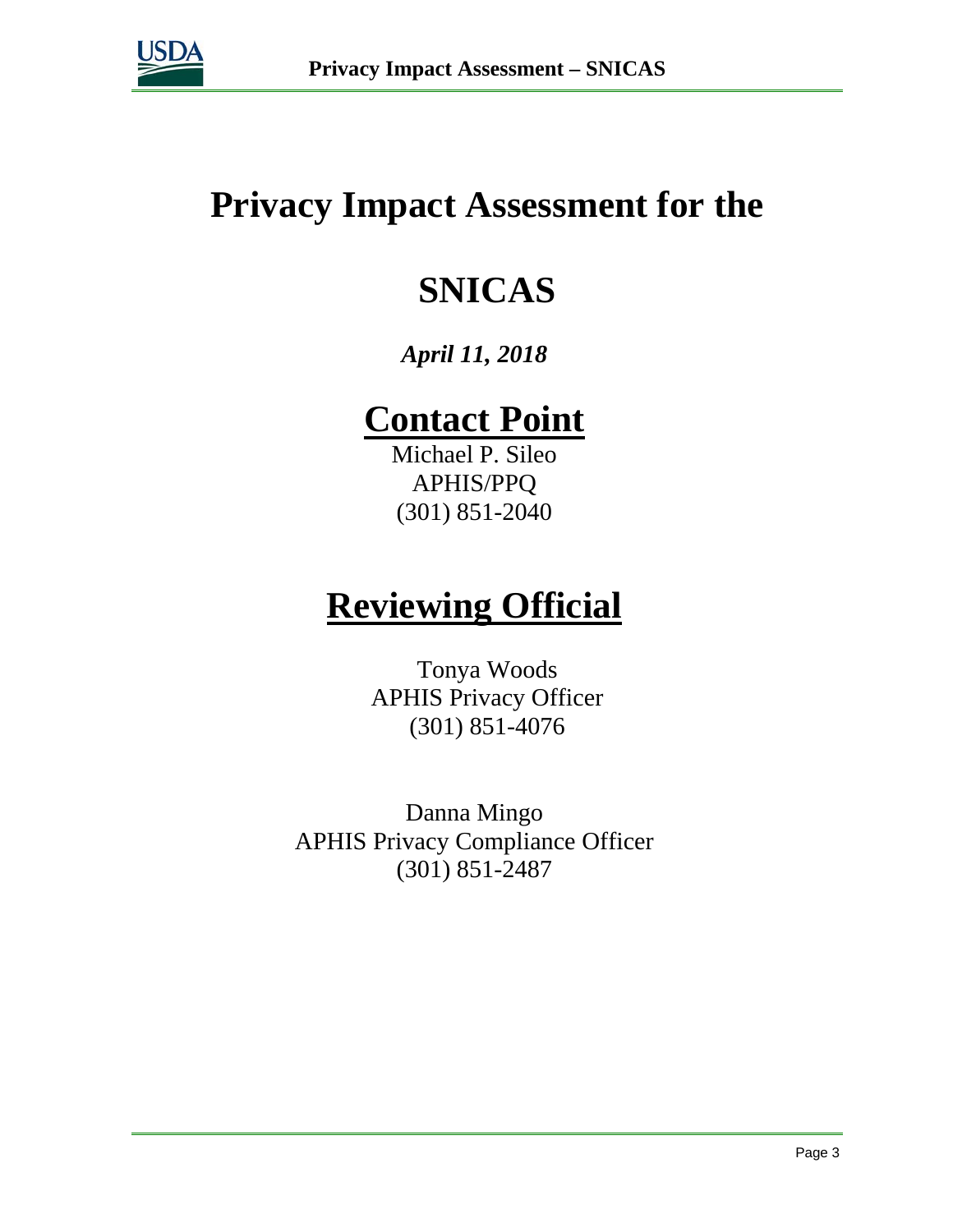# Privacy Impact Assessment for the

# SNICAS

*April 11, 2018*

## Contact Point

Michael P. Sileo
APHIS/PPQ
(301) 851-2040

## Reviewing Official

Tonya Woods
APHIS Privacy Officer
(301) 851-4076

Danna Mingo
APHIS Privacy Compliance Officer
(301) 851-2487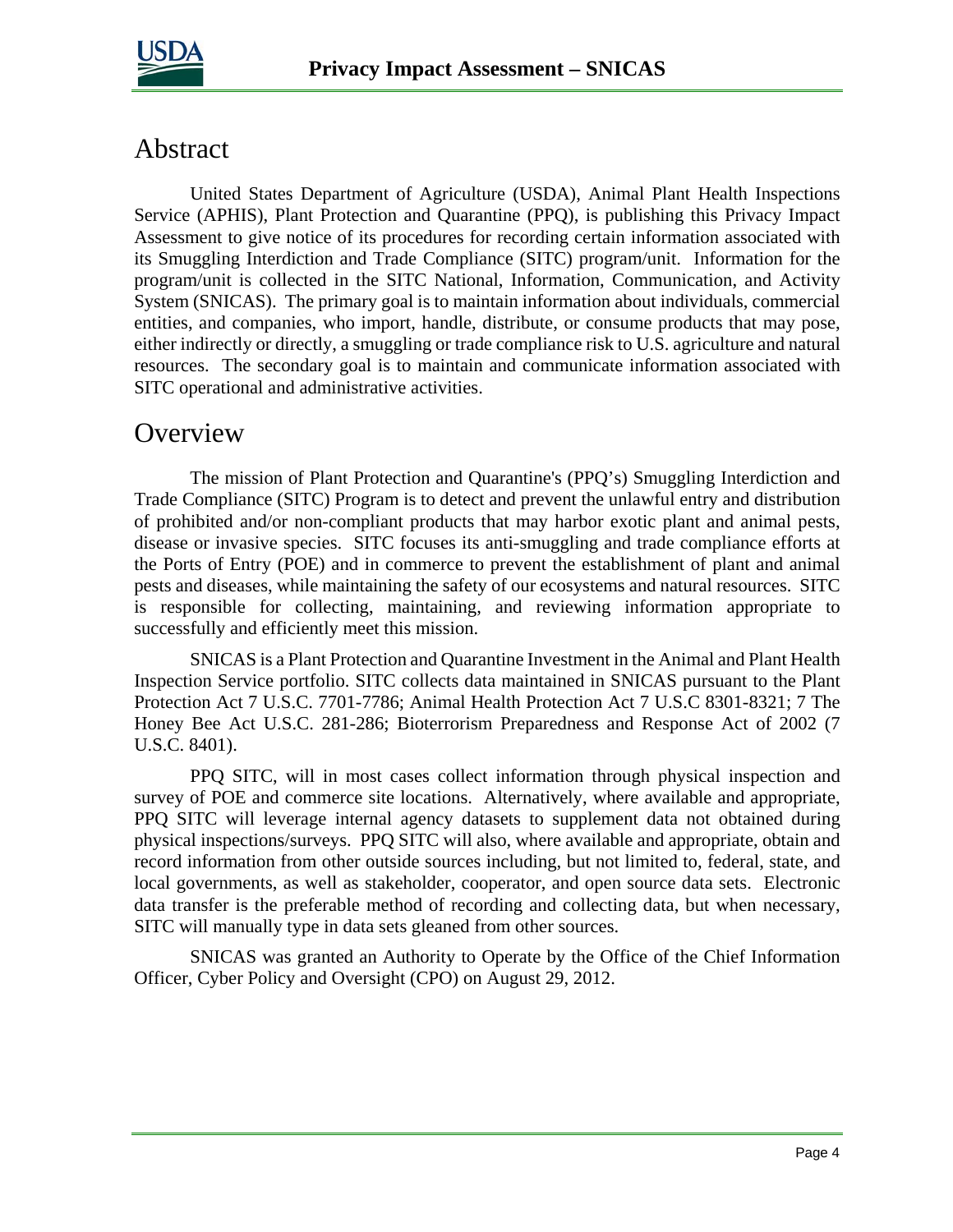## Abstract

United States Department of Agriculture (USDA), Animal Plant Health Inspections Service (APHIS), Plant Protection and Quarantine (PPQ), is publishing this Privacy Impact Assessment to give notice of its procedures for recording certain information associated with its Smuggling Interdiction and Trade Compliance (SITC) program/unit. Information for the program/unit is collected in the SITC National, Information, Communication, and Activity System (SNICAS). The primary goal is to maintain information about individuals, commercial entities, and companies, who import, handle, distribute, or consume products that may pose, either indirectly or directly, a smuggling or trade compliance risk to U.S. agriculture and natural resources. The secondary goal is to maintain and communicate information associated with SITC operational and administrative activities.

## Overview

The mission of Plant Protection and Quarantine's (PPQ's) Smuggling Interdiction and Trade Compliance (SITC) Program is to detect and prevent the unlawful entry and distribution of prohibited and/or non-compliant products that may harbor exotic plant and animal pests, disease or invasive species. SITC focuses its anti-smuggling and trade compliance efforts at the Ports of Entry (POE) and in commerce to prevent the establishment of plant and animal pests and diseases, while maintaining the safety of our ecosystems and natural resources. SITC is responsible for collecting, maintaining, and reviewing information appropriate to successfully and efficiently meet this mission.

SNICAS is a Plant Protection and Quarantine Investment in the Animal and Plant Health Inspection Service portfolio. SITC collects data maintained in SNICAS pursuant to the Plant Protection Act 7 U.S.C. 7701-7786; Animal Health Protection Act 7 U.S.C 8301-8321; 7 The Honey Bee Act U.S.C. 281-286; Bioterrorism Preparedness and Response Act of 2002 (7 U.S.C. 8401).

PPQ SITC, will in most cases collect information through physical inspection and survey of POE and commerce site locations. Alternatively, where available and appropriate, PPQ SITC will leverage internal agency datasets to supplement data not obtained during physical inspections/surveys. PPQ SITC will also, where available and appropriate, obtain and record information from other outside sources including, but not limited to, federal, state, and local governments, as well as stakeholder, cooperator, and open source data sets. Electronic data transfer is the preferable method of recording and collecting data, but when necessary, SITC will manually type in data sets gleaned from other sources.

SNICAS was granted an Authority to Operate by the Office of the Chief Information Officer, Cyber Policy and Oversight (CPO) on August 29, 2012.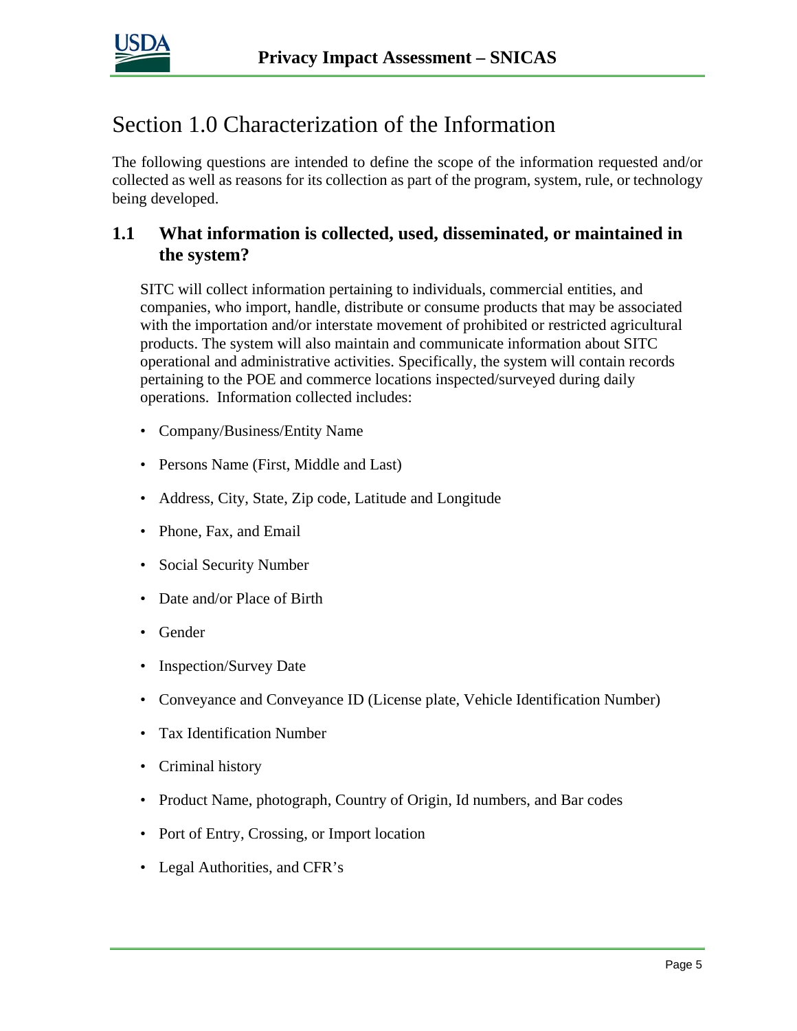# Section 1.0 Characterization of the Information

The following questions are intended to define the scope of the information requested and/or collected as well as reasons for its collection as part of the program, system, rule, or technology being developed.

## 1.1 What information is collected, used, disseminated, or maintained in the system?

SITC will collect information pertaining to individuals, commercial entities, and companies, who import, handle, distribute or consume products that may be associated with the importation and/or interstate movement of prohibited or restricted agricultural products. The system will also maintain and communicate information about SITC operational and administrative activities. Specifically, the system will contain records pertaining to the POE and commerce locations inspected/surveyed during daily operations. Information collected includes:

- Company/Business/Entity Name
- Persons Name (First, Middle and Last)
- Address, City, State, Zip code, Latitude and Longitude
- Phone, Fax, and Email
- Social Security Number
- Date and/or Place of Birth
- Gender
- Inspection/Survey Date
- Conveyance and Conveyance ID (License plate, Vehicle Identification Number)
- Tax Identification Number
- Criminal history
- Product Name, photograph, Country of Origin, Id numbers, and Bar codes
- Port of Entry, Crossing, or Import location
- Legal Authorities, and CFR's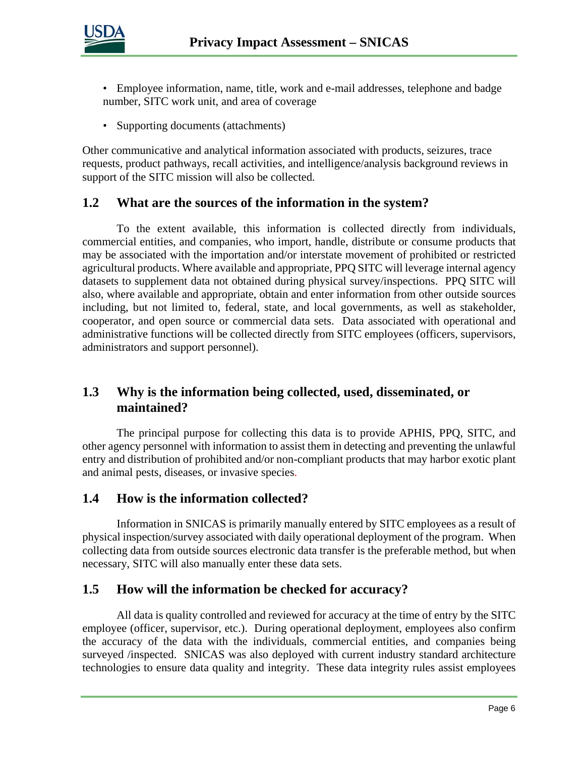- Employee information, name, title, work and e-mail addresses, telephone and badge number, SITC work unit, and area of coverage
- Supporting documents (attachments)

Other communicative and analytical information associated with products, seizures, trace requests, product pathways, recall activities, and intelligence/analysis background reviews in support of the SITC mission will also be collected.

## 1.2 What are the sources of the information in the system?

To the extent available, this information is collected directly from individuals, commercial entities, and companies, who import, handle, distribute or consume products that may be associated with the importation and/or interstate movement of prohibited or restricted agricultural products. Where available and appropriate, PPQ SITC will leverage internal agency datasets to supplement data not obtained during physical survey/inspections. PPQ SITC will also, where available and appropriate, obtain and enter information from other outside sources including, but not limited to, federal, state, and local governments, as well as stakeholder, cooperator, and open source or commercial data sets. Data associated with operational and administrative functions will be collected directly from SITC employees (officers, supervisors, administrators and support personnel).

## 1.3 Why is the information being collected, used, disseminated, or maintained?

The principal purpose for collecting this data is to provide APHIS, PPQ, SITC, and other agency personnel with information to assist them in detecting and preventing the unlawful entry and distribution of prohibited and/or non-compliant products that may harbor exotic plant and animal pests, diseases, or invasive species.

## 1.4 How is the information collected?

Information in SNICAS is primarily manually entered by SITC employees as a result of physical inspection/survey associated with daily operational deployment of the program. When collecting data from outside sources electronic data transfer is the preferable method, but when necessary, SITC will also manually enter these data sets.

## 1.5 How will the information be checked for accuracy?

All data is quality controlled and reviewed for accuracy at the time of entry by the SITC employee (officer, supervisor, etc.). During operational deployment, employees also confirm the accuracy of the data with the individuals, commercial entities, and companies being surveyed /inspected. SNICAS was also deployed with current industry standard architecture technologies to ensure data quality and integrity. These data integrity rules assist employees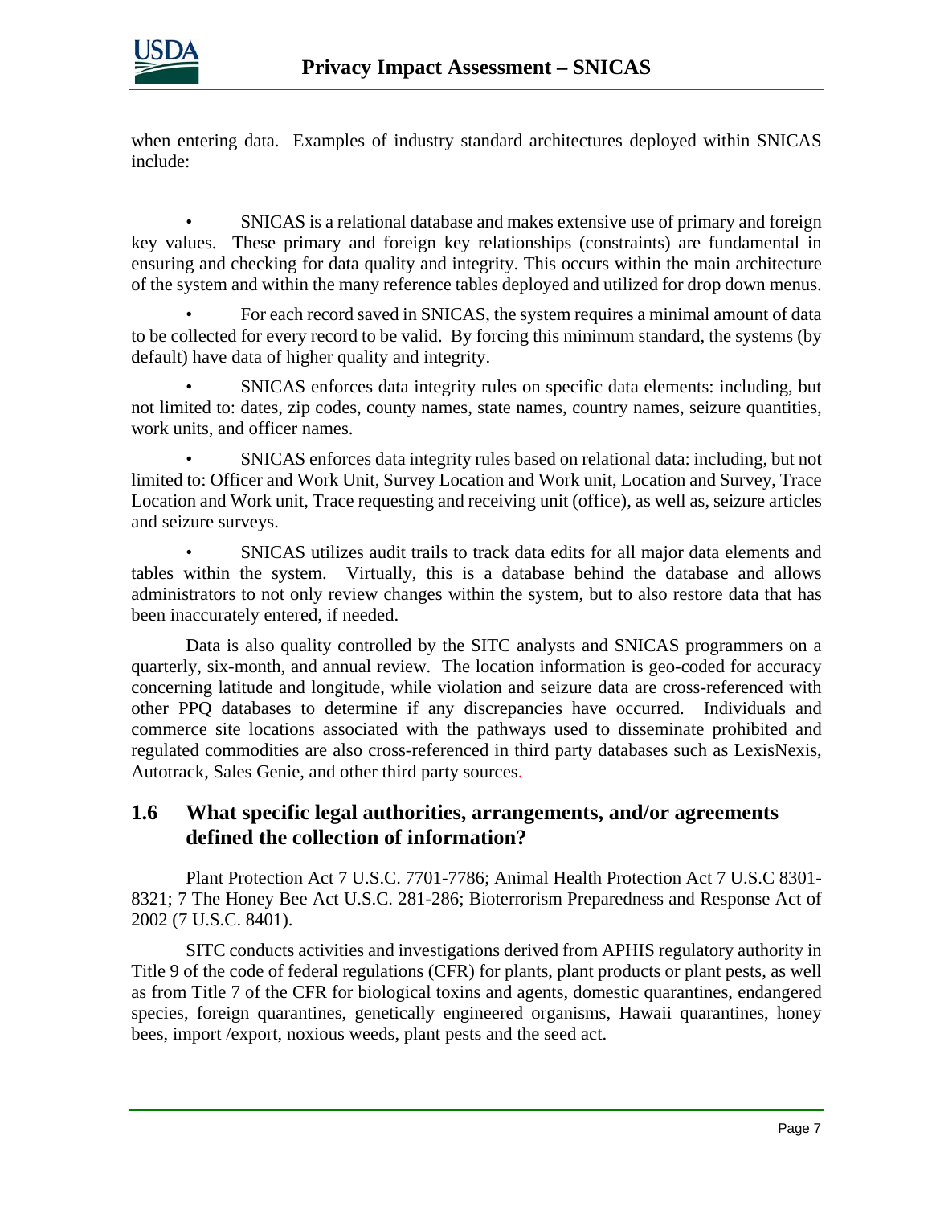when entering data. Examples of industry standard architectures deployed within SNICAS include:

- SNICAS is a relational database and makes extensive use of primary and foreign key values. These primary and foreign key relationships (constraints) are fundamental in ensuring and checking for data quality and integrity. This occurs within the main architecture of the system and within the many reference tables deployed and utilized for drop down menus.
- For each record saved in SNICAS, the system requires a minimal amount of data to be collected for every record to be valid. By forcing this minimum standard, the systems (by default) have data of higher quality and integrity.
- SNICAS enforces data integrity rules on specific data elements: including, but not limited to: dates, zip codes, county names, state names, country names, seizure quantities, work units, and officer names.
- SNICAS enforces data integrity rules based on relational data: including, but not limited to: Officer and Work Unit, Survey Location and Work unit, Location and Survey, Trace Location and Work unit, Trace requesting and receiving unit (office), as well as, seizure articles and seizure surveys.
- SNICAS utilizes audit trails to track data edits for all major data elements and tables within the system. Virtually, this is a database behind the database and allows administrators to not only review changes within the system, but to also restore data that has been inaccurately entered, if needed.

Data is also quality controlled by the SITC analysts and SNICAS programmers on a quarterly, six-month, and annual review. The location information is geo-coded for accuracy concerning latitude and longitude, while violation and seizure data are cross-referenced with other PPQ databases to determine if any discrepancies have occurred. Individuals and commerce site locations associated with the pathways used to disseminate prohibited and regulated commodities are also cross-referenced in third party databases such as LexisNexis, Autotrack, Sales Genie, and other third party sources.

## 1.6 What specific legal authorities, arrangements, and/or agreements defined the collection of information?

Plant Protection Act 7 U.S.C. 7701-7786; Animal Health Protection Act 7 U.S.C 8301-8321; 7 The Honey Bee Act U.S.C. 281-286; Bioterrorism Preparedness and Response Act of 2002 (7 U.S.C. 8401).

SITC conducts activities and investigations derived from APHIS regulatory authority in Title 9 of the code of federal regulations (CFR) for plants, plant products or plant pests, as well as from Title 7 of the CFR for biological toxins and agents, domestic quarantines, endangered species, foreign quarantines, genetically engineered organisms, Hawaii quarantines, honey bees, import /export, noxious weeds, plant pests and the seed act.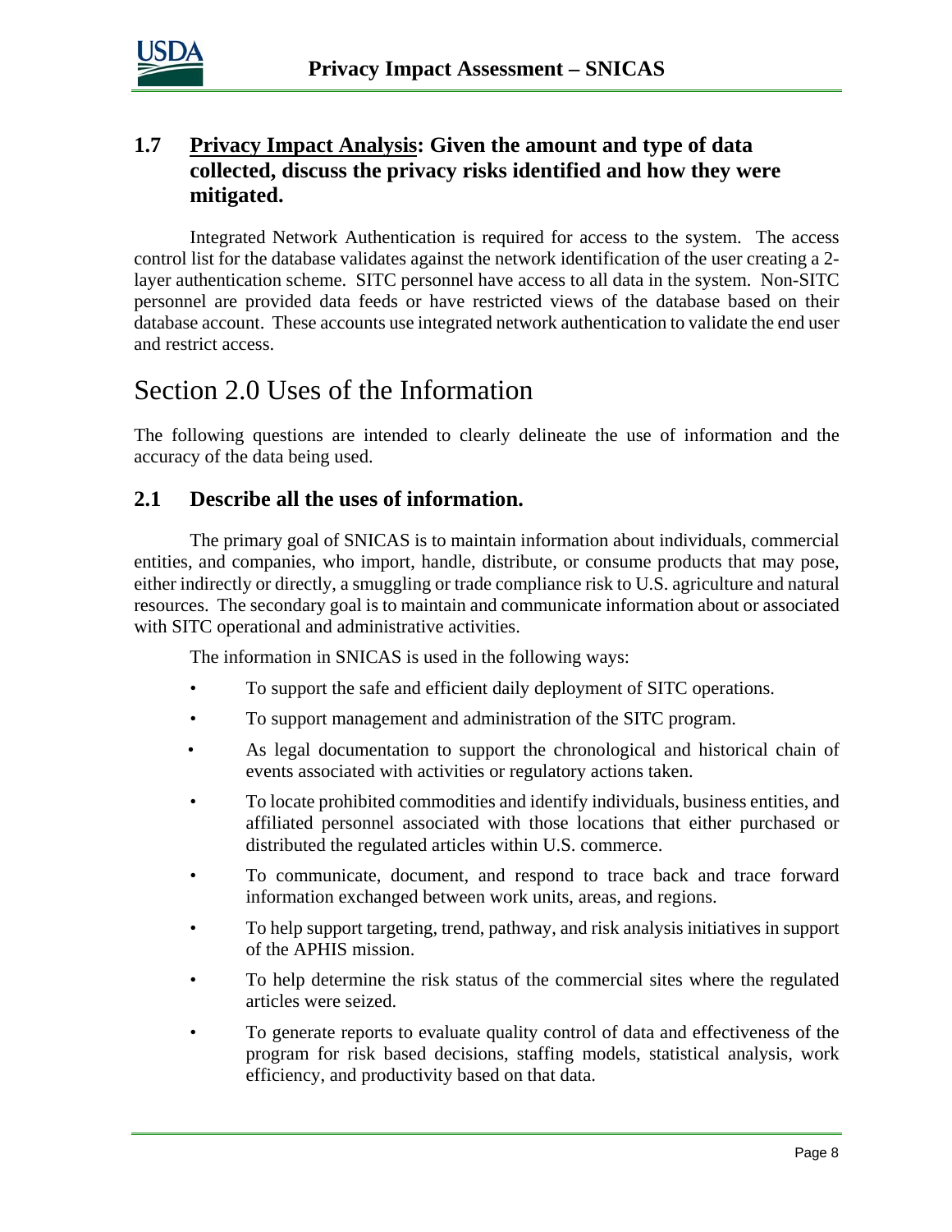### 1.7 <u>Privacy Impact Analysis</u>: Given the amount and type of data collected, discuss the privacy risks identified and how they were mitigated.

Integrated Network Authentication is required for access to the system. The access control list for the database validates against the network identification of the user creating a 2-layer authentication scheme. SITC personnel have access to all data in the system. Non-SITC personnel are provided data feeds or have restricted views of the database based on their database account. These accounts use integrated network authentication to validate the end user and restrict access.

## Section 2.0 Uses of the Information

The following questions are intended to clearly delineate the use of information and the accuracy of the data being used.

### 2.1 Describe all the uses of information.

The primary goal of SNICAS is to maintain information about individuals, commercial entities, and companies, who import, handle, distribute, or consume products that may pose, either indirectly or directly, a smuggling or trade compliance risk to U.S. agriculture and natural resources. The secondary goal is to maintain and communicate information about or associated with SITC operational and administrative activities.

The information in SNICAS is used in the following ways:

- To support the safe and efficient daily deployment of SITC operations.
- To support management and administration of the SITC program.
- As legal documentation to support the chronological and historical chain of events associated with activities or regulatory actions taken.
- To locate prohibited commodities and identify individuals, business entities, and affiliated personnel associated with those locations that either purchased or distributed the regulated articles within U.S. commerce.
- To communicate, document, and respond to trace back and trace forward information exchanged between work units, areas, and regions.
- To help support targeting, trend, pathway, and risk analysis initiatives in support of the APHIS mission.
- To help determine the risk status of the commercial sites where the regulated articles were seized.
- To generate reports to evaluate quality control of data and effectiveness of the program for risk based decisions, staffing models, statistical analysis, work efficiency, and productivity based on that data.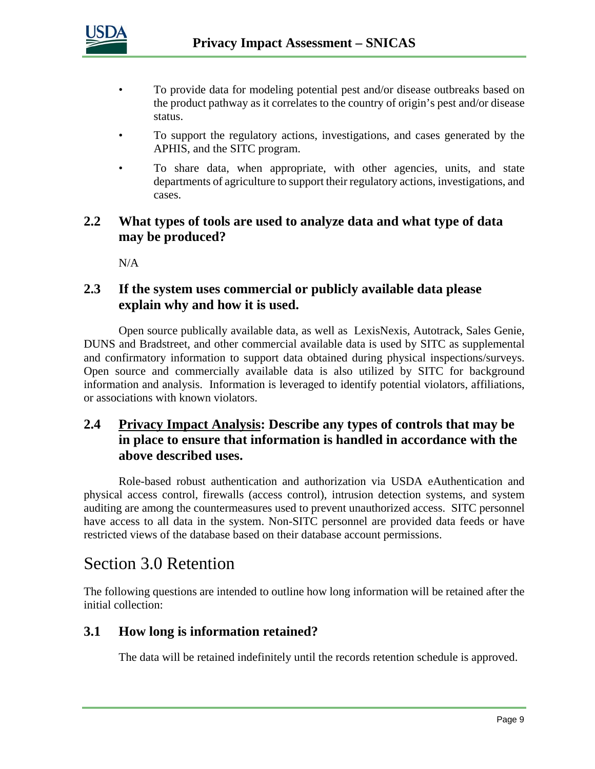- To provide data for modeling potential pest and/or disease outbreaks based on the product pathway as it correlates to the country of origin's pest and/or disease status.
- To support the regulatory actions, investigations, and cases generated by the APHIS, and the SITC program.
- To share data, when appropriate, with other agencies, units, and state departments of agriculture to support their regulatory actions, investigations, and cases.

### 2.2 What types of tools are used to analyze data and what type of data may be produced?

N/A

### 2.3 If the system uses commercial or publicly available data please explain why and how it is used.

Open source publically available data, as well as LexisNexis, Autotrack, Sales Genie, DUNS and Bradstreet, and other commercial available data is used by SITC as supplemental and confirmatory information to support data obtained during physical inspections/surveys. Open source and commercially available data is also utilized by SITC for background information and analysis. Information is leveraged to identify potential violators, affiliations, or associations with known violators.

### 2.4 <u>Privacy Impact Analysis</u>: Describe any types of controls that may be in place to ensure that information is handled in accordance with the above described uses.

Role-based robust authentication and authorization via USDA eAuthentication and physical access control, firewalls (access control), intrusion detection systems, and system auditing are among the countermeasures used to prevent unauthorized access. SITC personnel have access to all data in the system. Non-SITC personnel are provided data feeds or have restricted views of the database based on their database account permissions.

## Section 3.0 Retention

The following questions are intended to outline how long information will be retained after the initial collection:

### 3.1 How long is information retained?

The data will be retained indefinitely until the records retention schedule is approved.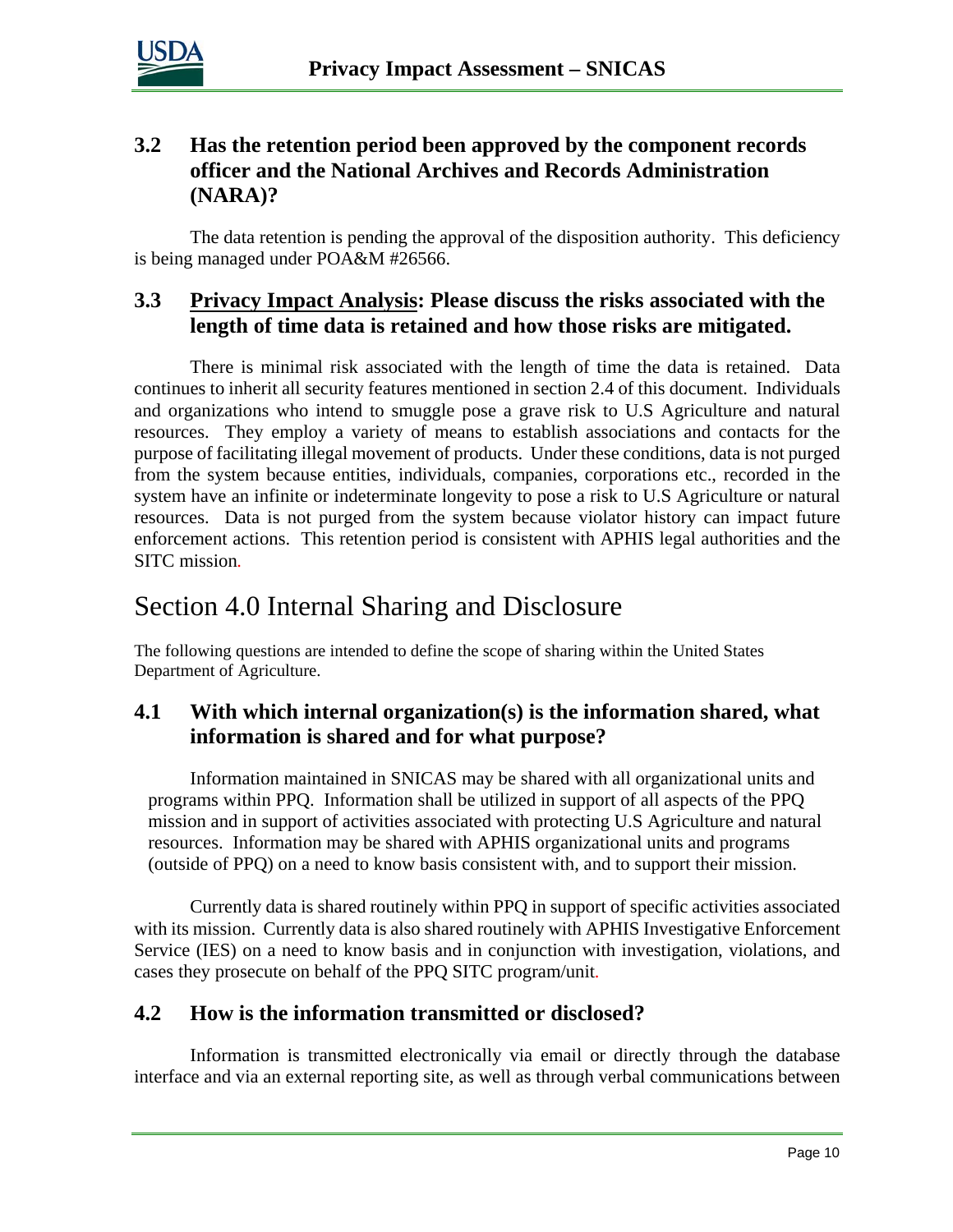### 3.2 Has the retention period been approved by the component records officer and the National Archives and Records Administration (NARA)?

The data retention is pending the approval of the disposition authority. This deficiency is being managed under POA&M #26566.

### 3.3 Privacy Impact Analysis: Please discuss the risks associated with the length of time data is retained and how those risks are mitigated.

There is minimal risk associated with the length of time the data is retained. Data continues to inherit all security features mentioned in section 2.4 of this document. Individuals and organizations who intend to smuggle pose a grave risk to U.S Agriculture and natural resources. They employ a variety of means to establish associations and contacts for the purpose of facilitating illegal movement of products. Under these conditions, data is not purged from the system because entities, individuals, companies, corporations etc., recorded in the system have an infinite or indeterminate longevity to pose a risk to U.S Agriculture or natural resources. Data is not purged from the system because violator history can impact future enforcement actions. This retention period is consistent with APHIS legal authorities and the SITC mission.

## Section 4.0 Internal Sharing and Disclosure

The following questions are intended to define the scope of sharing within the United States Department of Agriculture.

### 4.1 With which internal organization(s) is the information shared, what information is shared and for what purpose?

Information maintained in SNICAS may be shared with all organizational units and programs within PPQ. Information shall be utilized in support of all aspects of the PPQ mission and in support of activities associated with protecting U.S Agriculture and natural resources. Information may be shared with APHIS organizational units and programs (outside of PPQ) on a need to know basis consistent with, and to support their mission.

Currently data is shared routinely within PPQ in support of specific activities associated with its mission. Currently data is also shared routinely with APHIS Investigative Enforcement Service (IES) on a need to know basis and in conjunction with investigation, violations, and cases they prosecute on behalf of the PPQ SITC program/unit.

### 4.2 How is the information transmitted or disclosed?

Information is transmitted electronically via email or directly through the database interface and via an external reporting site, as well as through verbal communications between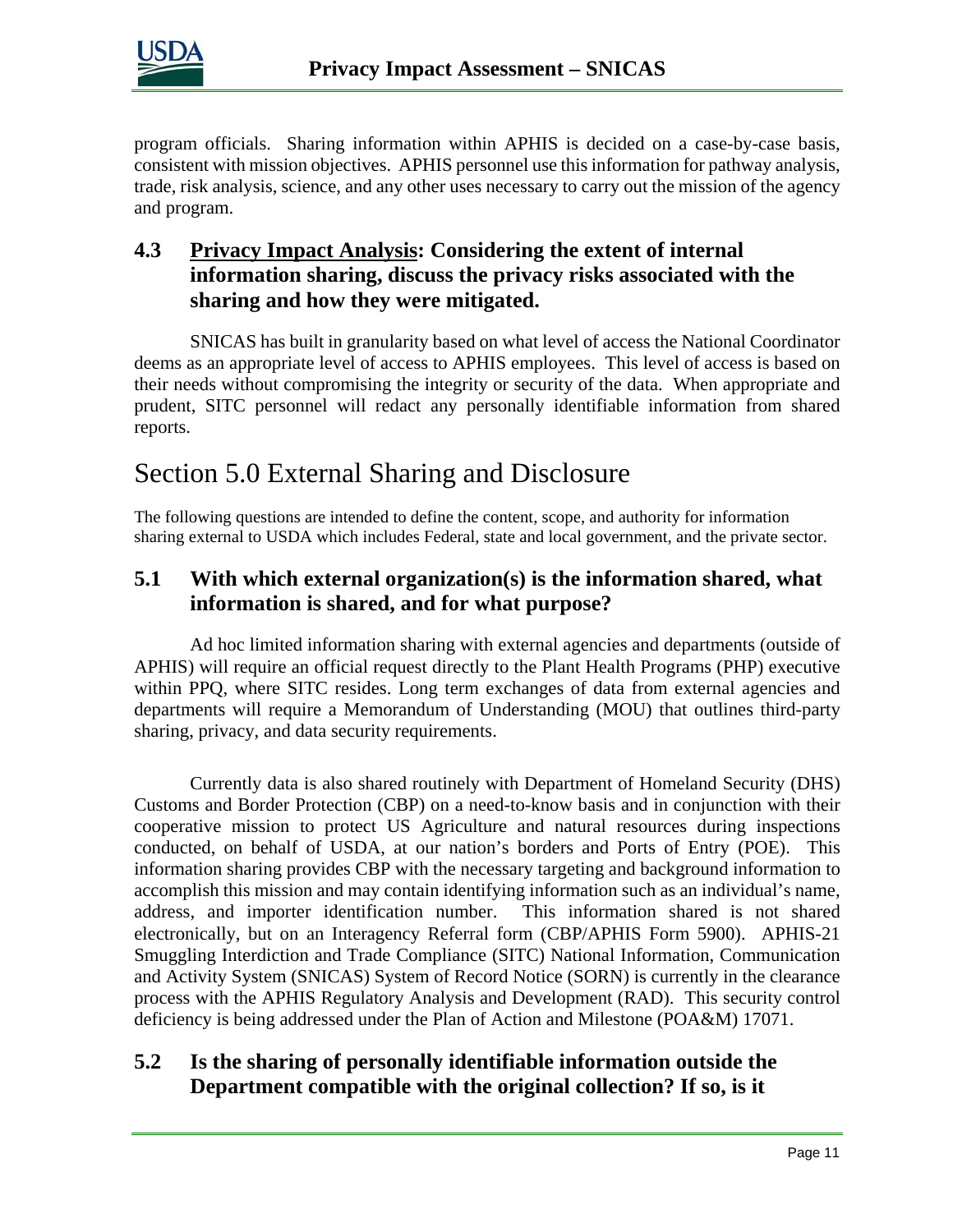program officials. Sharing information within APHIS is decided on a case-by-case basis, consistent with mission objectives. APHIS personnel use this information for pathway analysis, trade, risk analysis, science, and any other uses necessary to carry out the mission of the agency and program.

### 4.3 <u>Privacy Impact Analysis</u>: Considering the extent of internal information sharing, discuss the privacy risks associated with the sharing and how they were mitigated.

SNICAS has built in granularity based on what level of access the National Coordinator deems as an appropriate level of access to APHIS employees. This level of access is based on their needs without compromising the integrity or security of the data. When appropriate and prudent, SITC personnel will redact any personally identifiable information from shared reports.

## Section 5.0 External Sharing and Disclosure

The following questions are intended to define the content, scope, and authority for information sharing external to USDA which includes Federal, state and local government, and the private sector.

### 5.1 With which external organization(s) is the information shared, what information is shared, and for what purpose?

Ad hoc limited information sharing with external agencies and departments (outside of APHIS) will require an official request directly to the Plant Health Programs (PHP) executive within PPQ, where SITC resides. Long term exchanges of data from external agencies and departments will require a Memorandum of Understanding (MOU) that outlines third-party sharing, privacy, and data security requirements.

Currently data is also shared routinely with Department of Homeland Security (DHS) Customs and Border Protection (CBP) on a need-to-know basis and in conjunction with their cooperative mission to protect US Agriculture and natural resources during inspections conducted, on behalf of USDA, at our nation's borders and Ports of Entry (POE). This information sharing provides CBP with the necessary targeting and background information to accomplish this mission and may contain identifying information such as an individual's name, address, and importer identification number. This information shared is not shared electronically, but on an Interagency Referral form (CBP/APHIS Form 5900). APHIS-21 Smuggling Interdiction and Trade Compliance (SITC) National Information, Communication and Activity System (SNICAS) System of Record Notice (SORN) is currently in the clearance process with the APHIS Regulatory Analysis and Development (RAD). This security control deficiency is being addressed under the Plan of Action and Milestone (POA&M) 17071.

### 5.2 Is the sharing of personally identifiable information outside the Department compatible with the original collection? If so, is it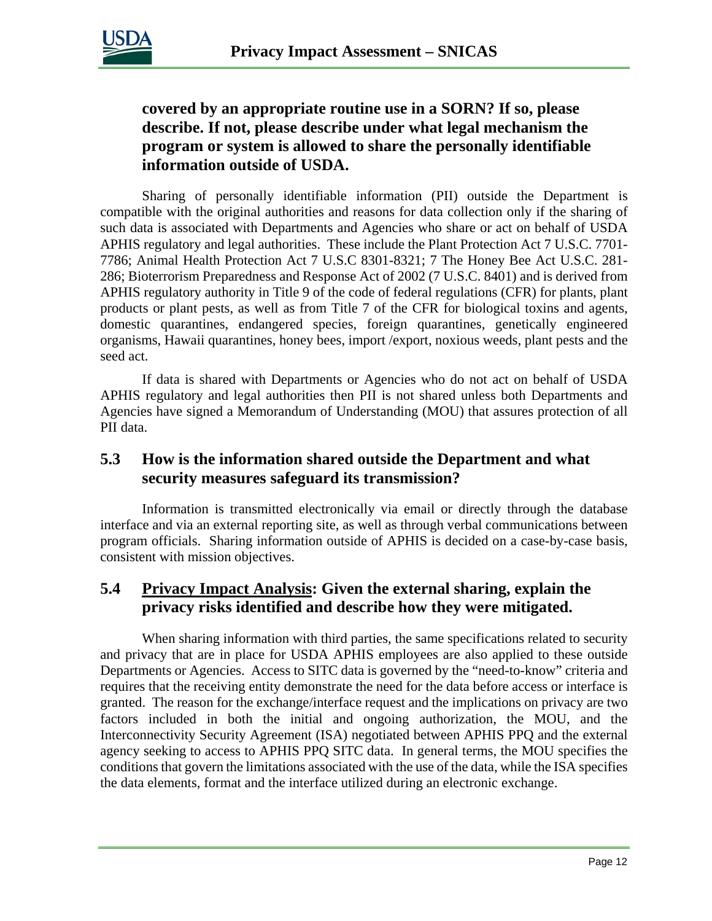**covered by an appropriate routine use in a SORN? If so, please describe. If not, please describe under what legal mechanism the program or system is allowed to share the personally identifiable information outside of USDA.**

Sharing of personally identifiable information (PII) outside the Department is compatible with the original authorities and reasons for data collection only if the sharing of such data is associated with Departments and Agencies who share or act on behalf of USDA APHIS regulatory and legal authorities. These include the Plant Protection Act 7 U.S.C. 7701-7786; Animal Health Protection Act 7 U.S.C 8301-8321; 7 The Honey Bee Act U.S.C. 281-286; Bioterrorism Preparedness and Response Act of 2002 (7 U.S.C. 8401) and is derived from APHIS regulatory authority in Title 9 of the code of federal regulations (CFR) for plants, plant products or plant pests, as well as from Title 7 of the CFR for biological toxins and agents, domestic quarantines, endangered species, foreign quarantines, genetically engineered organisms, Hawaii quarantines, honey bees, import /export, noxious weeds, plant pests and the seed act.

If data is shared with Departments or Agencies who do not act on behalf of USDA APHIS regulatory and legal authorities then PII is not shared unless both Departments and Agencies have signed a Memorandum of Understanding (MOU) that assures protection of all PII data.

## 5.3 How is the information shared outside the Department and what security measures safeguard its transmission?

Information is transmitted electronically via email or directly through the database interface and via an external reporting site, as well as through verbal communications between program officials. Sharing information outside of APHIS is decided on a case-by-case basis, consistent with mission objectives.

## 5.4 Privacy Impact Analysis: Given the external sharing, explain the privacy risks identified and describe how they were mitigated.

When sharing information with third parties, the same specifications related to security and privacy that are in place for USDA APHIS employees are also applied to these outside Departments or Agencies. Access to SITC data is governed by the "need-to-know" criteria and requires that the receiving entity demonstrate the need for the data before access or interface is granted. The reason for the exchange/interface request and the implications on privacy are two factors included in both the initial and ongoing authorization, the MOU, and the Interconnectivity Security Agreement (ISA) negotiated between APHIS PPQ and the external agency seeking to access to APHIS PPQ SITC data. In general terms, the MOU specifies the conditions that govern the limitations associated with the use of the data, while the ISA specifies the data elements, format and the interface utilized during an electronic exchange.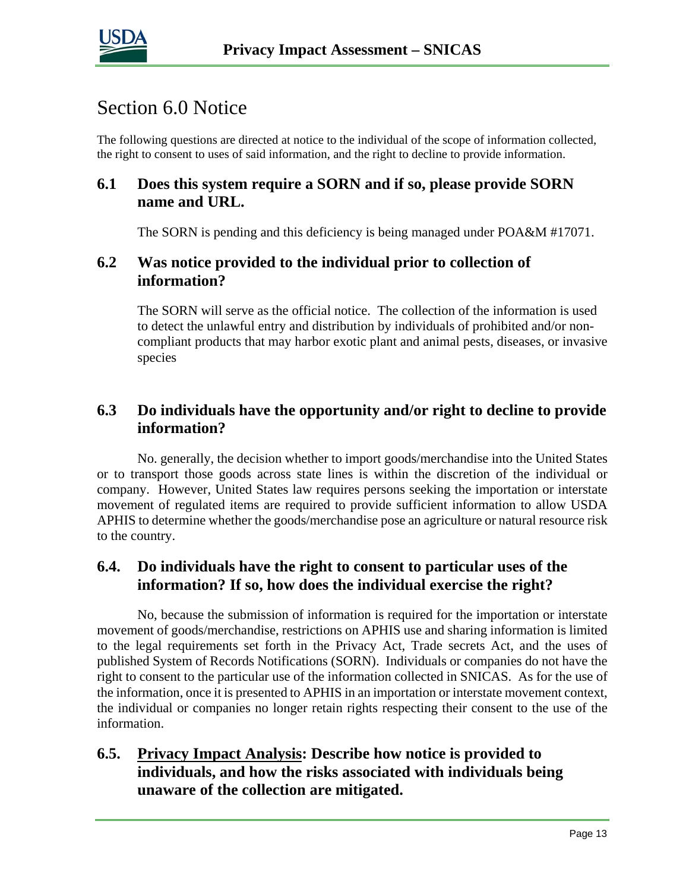# Section 6.0 Notice

The following questions are directed at notice to the individual of the scope of information collected, the right to consent to uses of said information, and the right to decline to provide information.

## 6.1 Does this system require a SORN and if so, please provide SORN name and URL.

The SORN is pending and this deficiency is being managed under POA&M #17071.

## 6.2 Was notice provided to the individual prior to collection of information?

The SORN will serve as the official notice. The collection of the information is used to detect the unlawful entry and distribution by individuals of prohibited and/or non-compliant products that may harbor exotic plant and animal pests, diseases, or invasive species

## 6.3 Do individuals have the opportunity and/or right to decline to provide information?

No. generally, the decision whether to import goods/merchandise into the United States or to transport those goods across state lines is within the discretion of the individual or company. However, United States law requires persons seeking the importation or interstate movement of regulated items are required to provide sufficient information to allow USDA APHIS to determine whether the goods/merchandise pose an agriculture or natural resource risk to the country.

## 6.4. Do individuals have the right to consent to particular uses of the information? If so, how does the individual exercise the right?

No, because the submission of information is required for the importation or interstate movement of goods/merchandise, restrictions on APHIS use and sharing information is limited to the legal requirements set forth in the Privacy Act, Trade secrets Act, and the uses of published System of Records Notifications (SORN). Individuals or companies do not have the right to consent to the particular use of the information collected in SNICAS. As for the use of the information, once it is presented to APHIS in an importation or interstate movement context, the individual or companies no longer retain rights respecting their consent to the use of the information.

## 6.5. <u>Privacy Impact Analysis</u>: Describe how notice is provided to individuals, and how the risks associated with individuals being unaware of the collection are mitigated.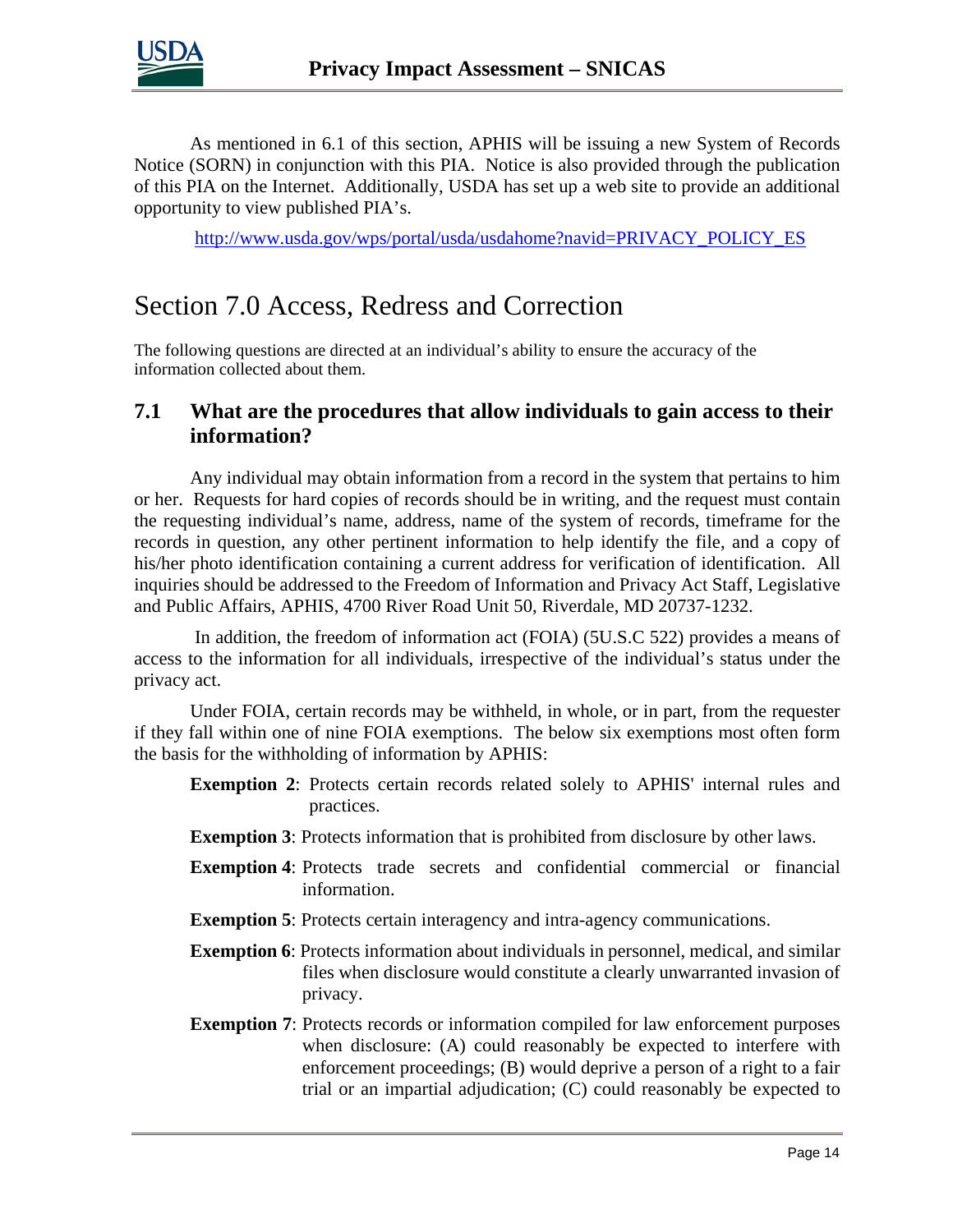As mentioned in 6.1 of this section, APHIS will be issuing a new System of Records Notice (SORN) in conjunction with this PIA. Notice is also provided through the publication of this PIA on the Internet. Additionally, USDA has set up a web site to provide an additional opportunity to view published PIA's.

http://www.usda.gov/wps/portal/usda/usdahome?navid=PRIVACY_POLICY_ES

# Section 7.0 Access, Redress and Correction

The following questions are directed at an individual's ability to ensure the accuracy of the information collected about them.

## 7.1 What are the procedures that allow individuals to gain access to their information?

Any individual may obtain information from a record in the system that pertains to him or her. Requests for hard copies of records should be in writing, and the request must contain the requesting individual's name, address, name of the system of records, timeframe for the records in question, any other pertinent information to help identify the file, and a copy of his/her photo identification containing a current address for verification of identification. All inquiries should be addressed to the Freedom of Information and Privacy Act Staff, Legislative and Public Affairs, APHIS, 4700 River Road Unit 50, Riverdale, MD 20737-1232.

In addition, the freedom of information act (FOIA) (5U.S.C 522) provides a means of access to the information for all individuals, irrespective of the individual's status under the privacy act.

Under FOIA, certain records may be withheld, in whole, or in part, from the requester if they fall within one of nine FOIA exemptions. The below six exemptions most often form the basis for the withholding of information by APHIS:

**Exemption 2**: Protects certain records related solely to APHIS' internal rules and practices.

**Exemption 3**: Protects information that is prohibited from disclosure by other laws.

**Exemption 4**: Protects trade secrets and confidential commercial or financial information.

**Exemption 5**: Protects certain interagency and intra-agency communications.

**Exemption 6**: Protects information about individuals in personnel, medical, and similar files when disclosure would constitute a clearly unwarranted invasion of privacy.

**Exemption 7**: Protects records or information compiled for law enforcement purposes when disclosure: (A) could reasonably be expected to interfere with enforcement proceedings; (B) would deprive a person of a right to a fair trial or an impartial adjudication; (C) could reasonably be expected to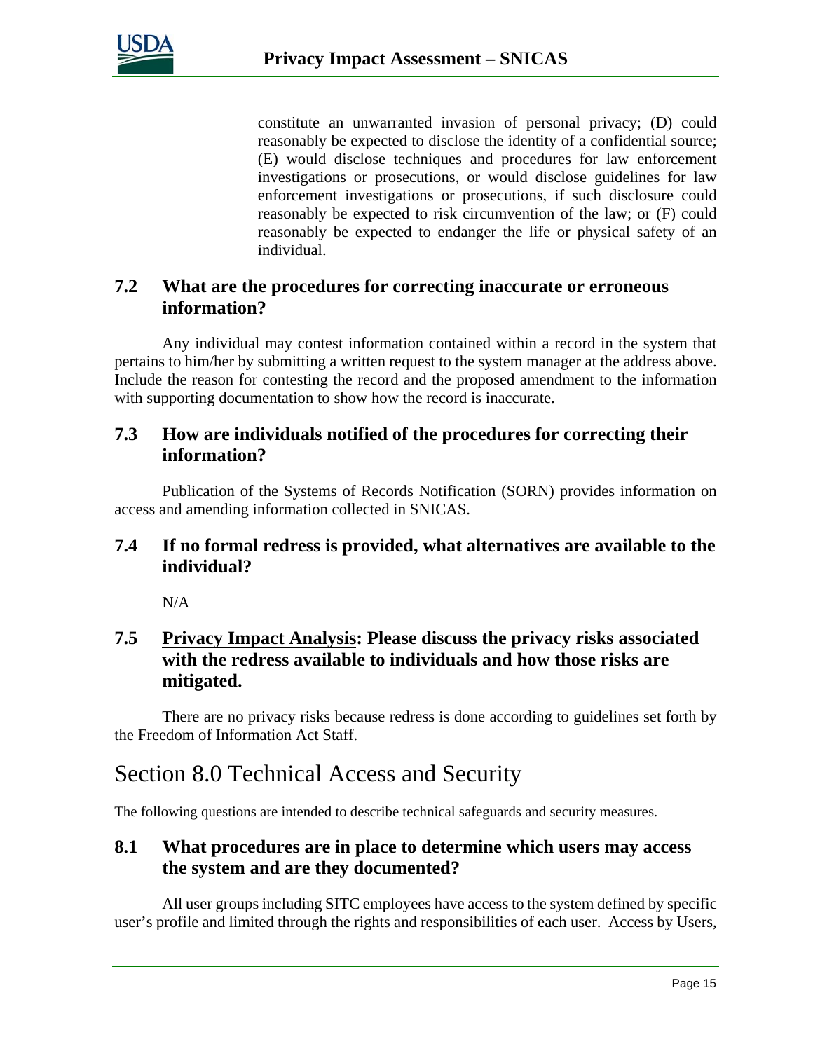constitute an unwarranted invasion of personal privacy; (D) could reasonably be expected to disclose the identity of a confidential source; (E) would disclose techniques and procedures for law enforcement investigations or prosecutions, or would disclose guidelines for law enforcement investigations or prosecutions, if such disclosure could reasonably be expected to risk circumvention of the law; or (F) could reasonably be expected to endanger the life or physical safety of an individual.

### 7.2 What are the procedures for correcting inaccurate or erroneous information?

Any individual may contest information contained within a record in the system that pertains to him/her by submitting a written request to the system manager at the address above. Include the reason for contesting the record and the proposed amendment to the information with supporting documentation to show how the record is inaccurate.

### 7.3 How are individuals notified of the procedures for correcting their information?

Publication of the Systems of Records Notification (SORN) provides information on access and amending information collected in SNICAS.

### 7.4 If no formal redress is provided, what alternatives are available to the individual?

N/A

### 7.5 Privacy Impact Analysis: Please discuss the privacy risks associated with the redress available to individuals and how those risks are mitigated.

There are no privacy risks because redress is done according to guidelines set forth by the Freedom of Information Act Staff.

## Section 8.0 Technical Access and Security

The following questions are intended to describe technical safeguards and security measures.

### 8.1 What procedures are in place to determine which users may access the system and are they documented?

All user groups including SITC employees have access to the system defined by specific user's profile and limited through the rights and responsibilities of each user. Access by Users,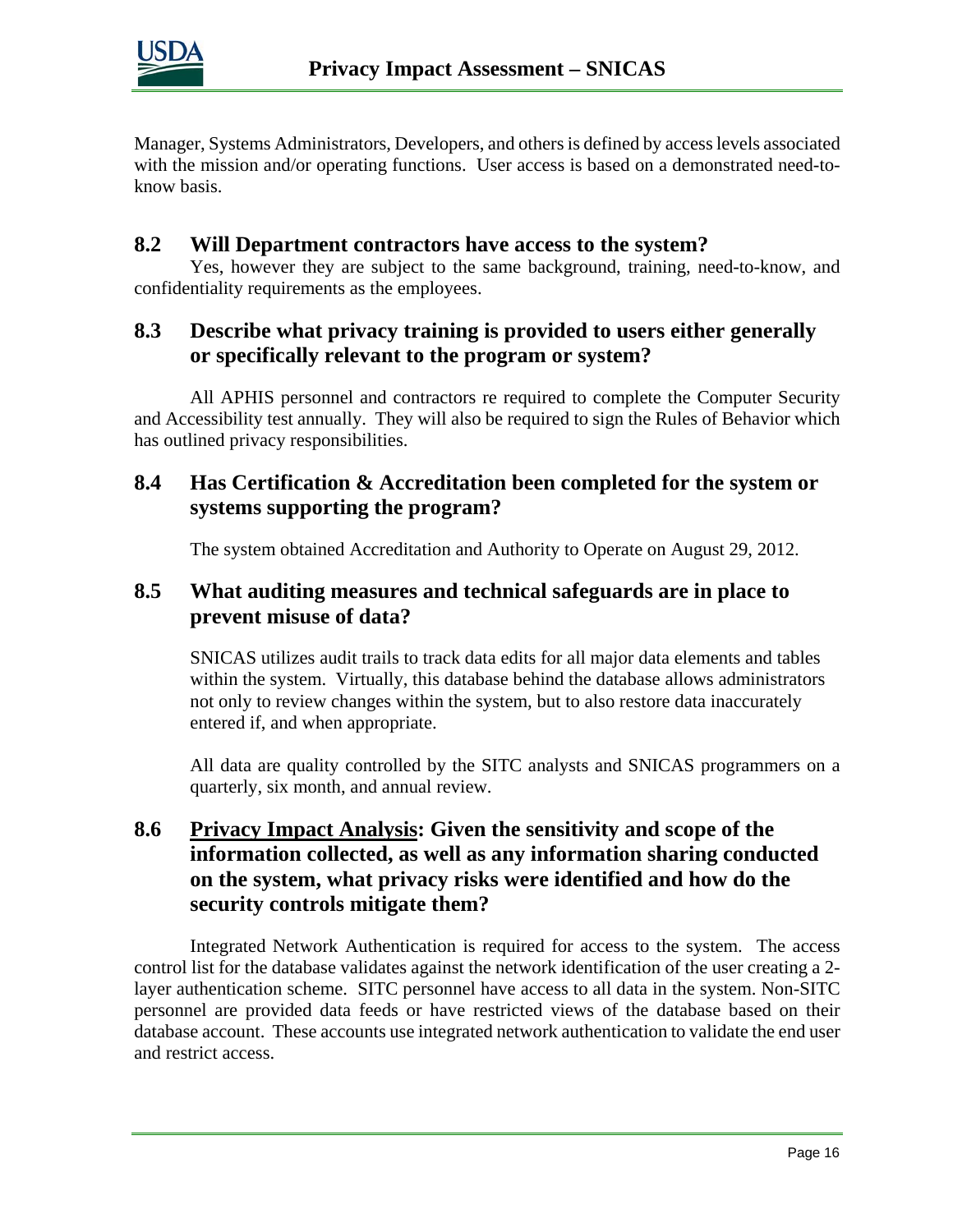Manager, Systems Administrators, Developers, and others is defined by access levels associated with the mission and/or operating functions. User access is based on a demonstrated need-to-know basis.

## 8.2 Will Department contractors have access to the system?

Yes, however they are subject to the same background, training, need-to-know, and confidentiality requirements as the employees.

## 8.3 Describe what privacy training is provided to users either generally or specifically relevant to the program or system?

All APHIS personnel and contractors re required to complete the Computer Security and Accessibility test annually. They will also be required to sign the Rules of Behavior which has outlined privacy responsibilities.

## 8.4 Has Certification & Accreditation been completed for the system or systems supporting the program?

The system obtained Accreditation and Authority to Operate on August 29, 2012.

## 8.5 What auditing measures and technical safeguards are in place to prevent misuse of data?

SNICAS utilizes audit trails to track data edits for all major data elements and tables within the system. Virtually, this database behind the database allows administrators not only to review changes within the system, but to also restore data inaccurately entered if, and when appropriate.

All data are quality controlled by the SITC analysts and SNICAS programmers on a quarterly, six month, and annual review.

## 8.6 <u>Privacy Impact Analysis</u>: Given the sensitivity and scope of the information collected, as well as any information sharing conducted on the system, what privacy risks were identified and how do the security controls mitigate them?

Integrated Network Authentication is required for access to the system. The access control list for the database validates against the network identification of the user creating a 2-layer authentication scheme. SITC personnel have access to all data in the system. Non-SITC personnel are provided data feeds or have restricted views of the database based on their database account. These accounts use integrated network authentication to validate the end user and restrict access.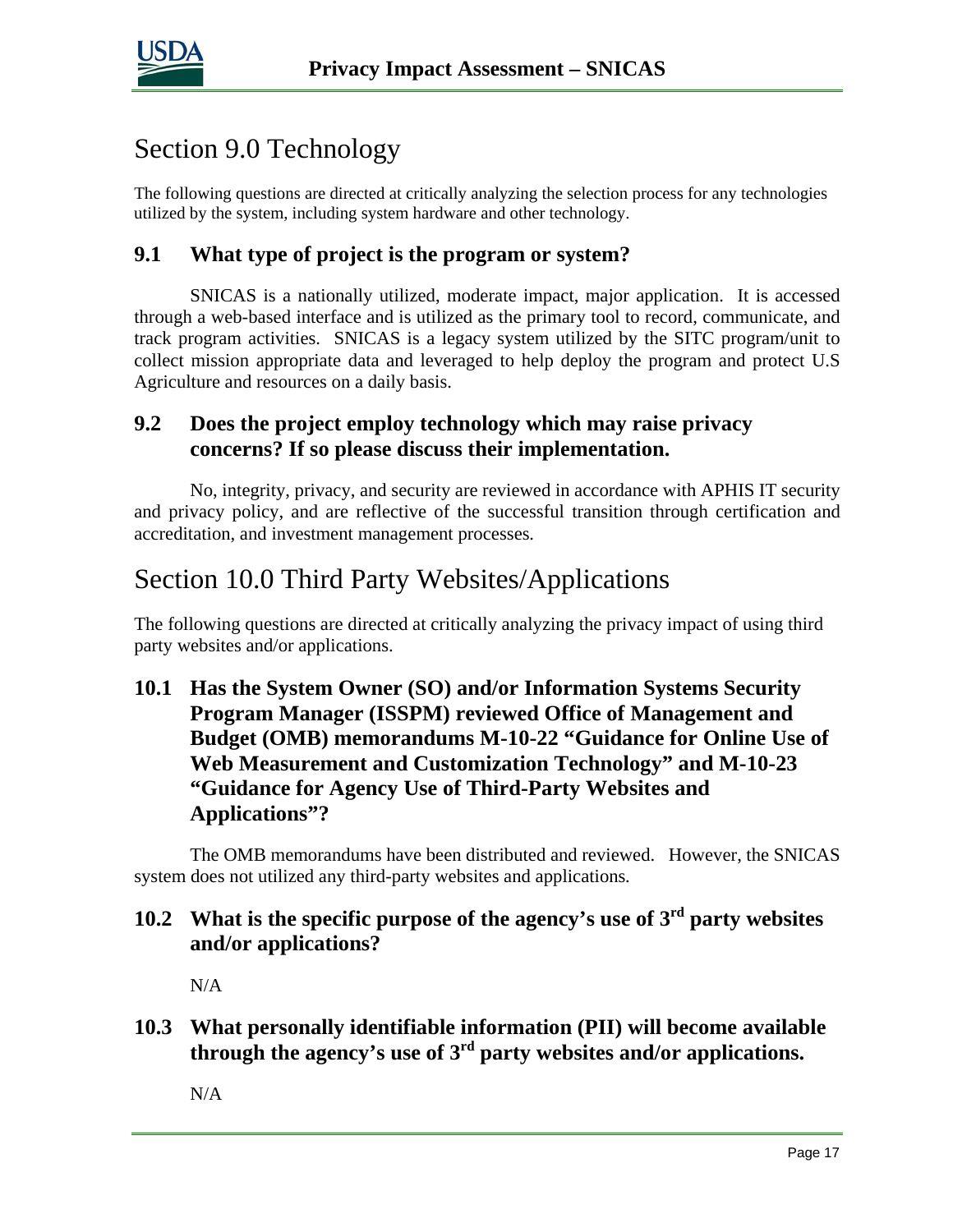# Section 9.0 Technology

The following questions are directed at critically analyzing the selection process for any technologies utilized by the system, including system hardware and other technology.

## 9.1 What type of project is the program or system?

SNICAS is a nationally utilized, moderate impact, major application. It is accessed through a web-based interface and is utilized as the primary tool to record, communicate, and track program activities. SNICAS is a legacy system utilized by the SITC program/unit to collect mission appropriate data and leveraged to help deploy the program and protect U.S Agriculture and resources on a daily basis.

## 9.2 Does the project employ technology which may raise privacy concerns? If so please discuss their implementation.

No, integrity, privacy, and security are reviewed in accordance with APHIS IT security and privacy policy, and are reflective of the successful transition through certification and accreditation, and investment management processes.

# Section 10.0 Third Party Websites/Applications

The following questions are directed at critically analyzing the privacy impact of using third party websites and/or applications.

## 10.1 Has the System Owner (SO) and/or Information Systems Security Program Manager (ISSPM) reviewed Office of Management and Budget (OMB) memorandums M-10-22 "Guidance for Online Use of Web Measurement and Customization Technology" and M-10-23 "Guidance for Agency Use of Third-Party Websites and Applications"?

The OMB memorandums have been distributed and reviewed. However, the SNICAS system does not utilized any third-party websites and applications.

## 10.2 What is the specific purpose of the agency's use of 3rd party websites and/or applications?

N/A

## 10.3 What personally identifiable information (PII) will become available through the agency's use of 3rd party websites and/or applications.

N/A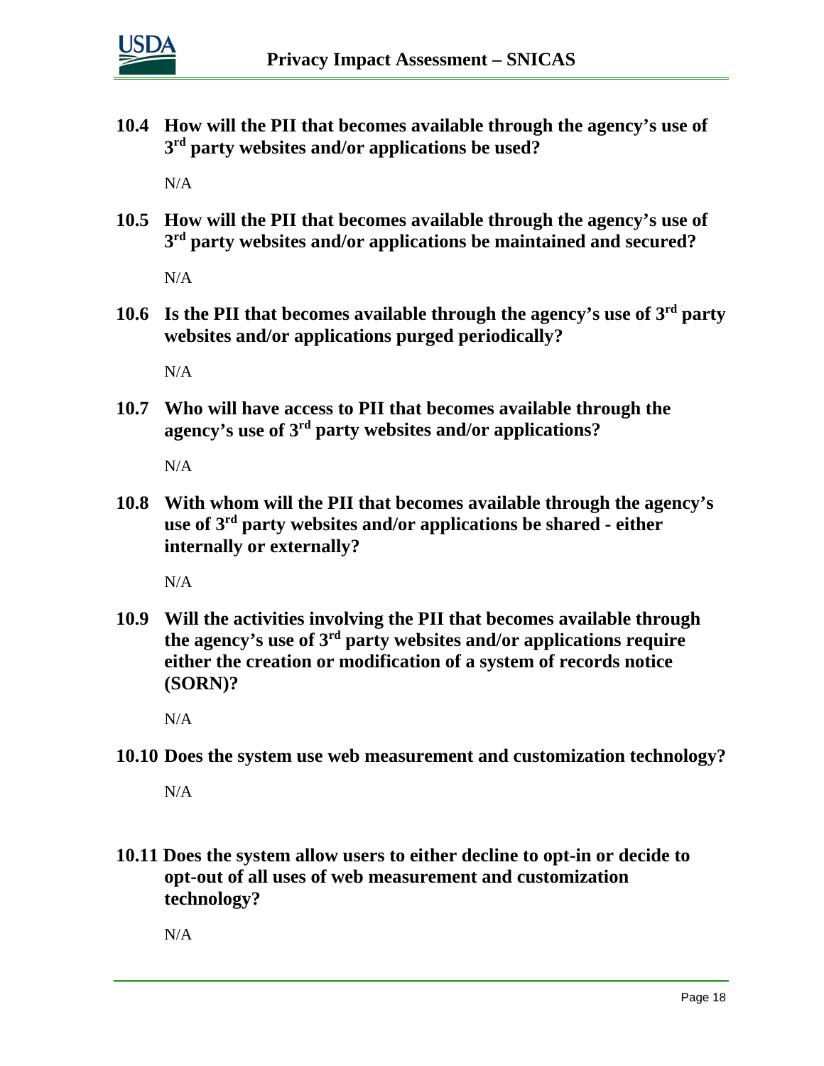**10.4 How will the PII that becomes available through the agency's use of 3rd party websites and/or applications be used?**

N/A

**10.5 How will the PII that becomes available through the agency's use of 3rd party websites and/or applications be maintained and secured?**

N/A

**10.6 Is the PII that becomes available through the agency's use of 3rd party websites and/or applications purged periodically?**

N/A

**10.7 Who will have access to PII that becomes available through the agency's use of 3rd party websites and/or applications?**

N/A

**10.8 With whom will the PII that becomes available through the agency's use of 3rd party websites and/or applications be shared - either internally or externally?**

N/A

**10.9 Will the activities involving the PII that becomes available through the agency's use of 3rd party websites and/or applications require either the creation or modification of a system of records notice (SORN)?**

N/A

**10.10 Does the system use web measurement and customization technology?**

N/A

**10.11 Does the system allow users to either decline to opt-in or decide to opt-out of all uses of web measurement and customization technology?**

N/A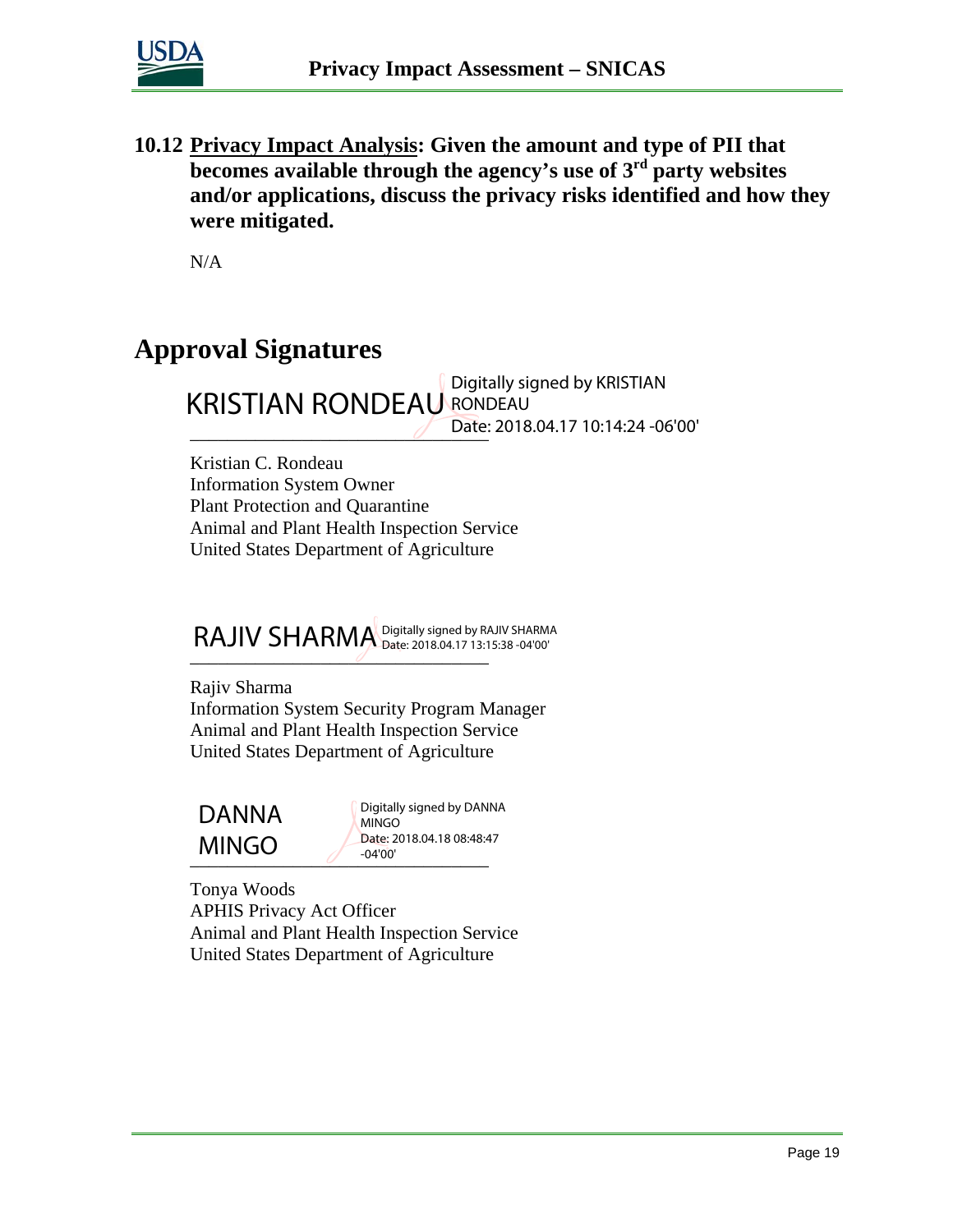**10.12 Privacy Impact Analysis: Given the amount and type of PII that becomes available through the agency's use of 3rd party websites and/or applications, discuss the privacy risks identified and how they were mitigated.**

N/A

# Approval Signatures

KRISTIAN RONDEAU Digitally signed by KRISTIAN RONDEAU Date: 2018.04.17 10:14:24 -06'00'

Kristian C. Rondeau
Information System Owner
Plant Protection and Quarantine
Animal and Plant Health Inspection Service
United States Department of Agriculture

RAJIV SHARMA Digitally signed by RAJIV SHARMA Date: 2018.04.17 13:15:38 -04'00'

Rajiv Sharma
Information System Security Program Manager
Animal and Plant Health Inspection Service
United States Department of Agriculture

DANNA MINGO Digitally signed by DANNA MINGO Date: 2018.04.18 08:48:47 -04'00'

Tonya Woods
APHIS Privacy Act Officer
Animal and Plant Health Inspection Service
United States Department of Agriculture